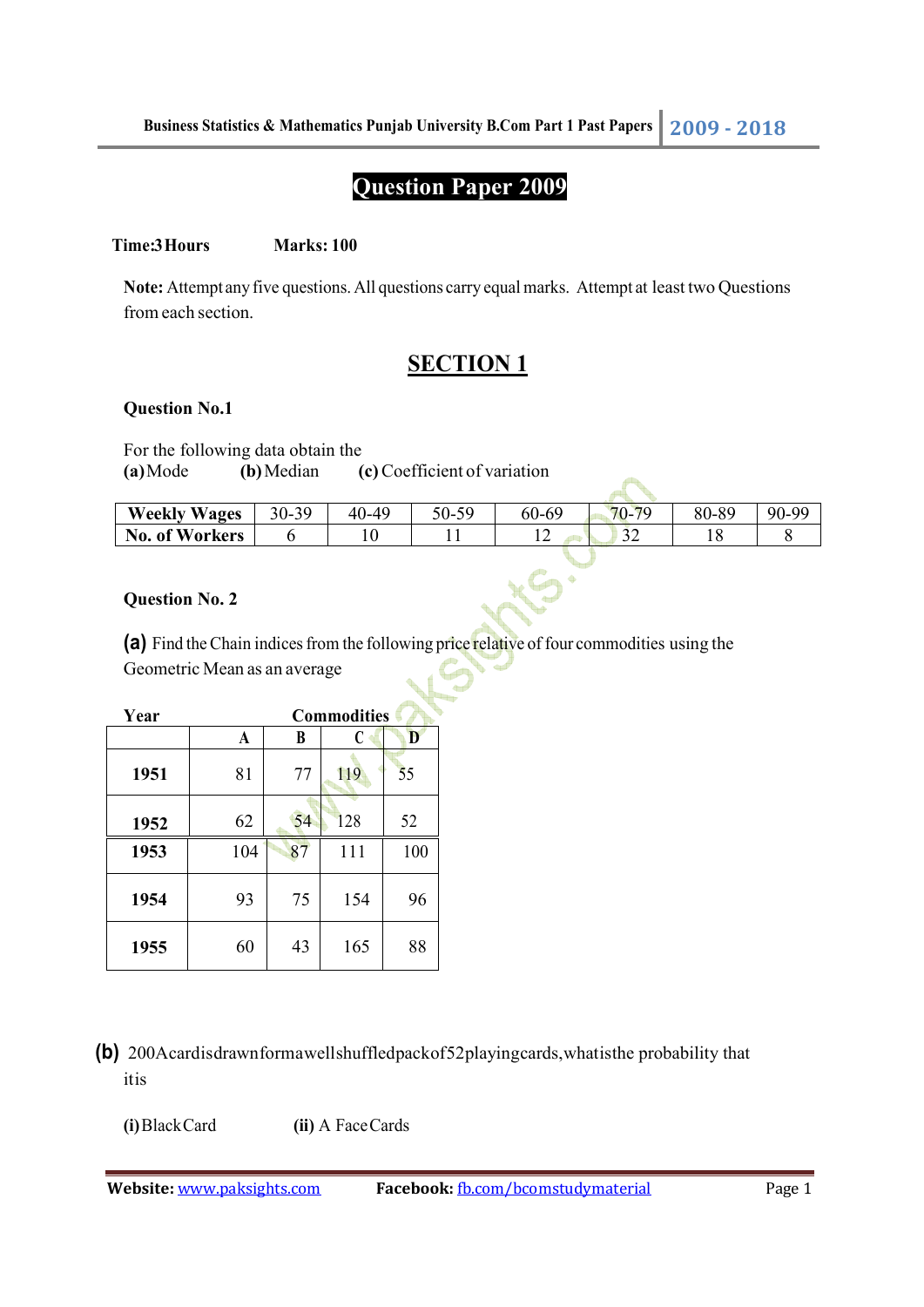# Question Paper 2009

**Time:3Hours** **Marks: 100**

**Note:** Attempt any five questions. All questions carry equal marks. Attempt at least two Questions from each section.

## SECTION 1

### Question No.1

For the following data obtain the
**(a)** Mode **(b)** Median **(c)** Coefficient of variation

| Weekly Wages | 30-39 | 40-49 | 50-59 | 60-69 | 70-79 | 80-89 | 90-99 |
|---|---|---|---|---|---|---|---|
| No. of Workers | 6 | 10 | 11 | 12 | 32 | 18 | 8 |

### Question No. 2

**(a)** Find the Chain indices from the following price relative of four commodities using the Geometric Mean as an average

| Year | Commodities | | | |
|---|---|---|---|---|
| | A | B | C | D |
| 1951 | 81 | 77 | 119 | 55 |
| 1952 | 62 | 54 | 128 | 52 |
| 1953 | 104 | 87 | 111 | 100 |
| 1954 | 93 | 75 | 154 | 96 |
| 1955 | 60 | 43 | 165 | 88 |

**(b)** 200Acardisdrawnformawellshuffledpackof52playingcards,whatisthe probability that itis

**(i)** BlackCard **(ii)** A FaceCards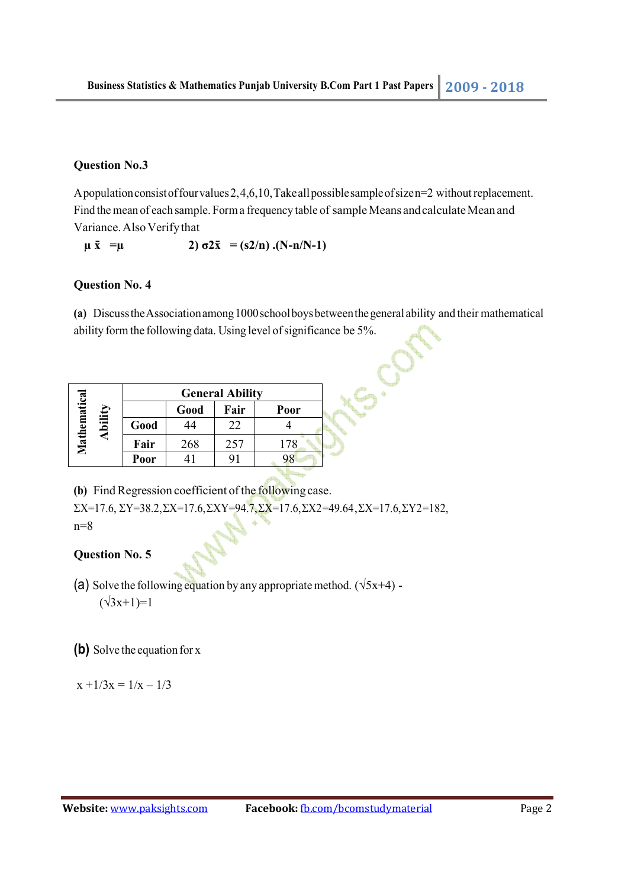**Question No.3**

A population consist of four values 2, 4, 6, 10, Take all possible sample of size n=2 without replacement. Find the mean of each sample. Form a frequency table of sample Means and calculate Mean and Variance. Also Verify that

$\mu_{\bar{x}} = \mu$ 2) $\sigma^2_{\bar{x}} = (s^2/n) . (N-n/N-1)$

**Question No. 4**

**(a)** Discuss the Association among 1000 school boys between the general ability and their mathematical ability form the following data. Using level of significance be 5%.

| Mathematical Ability | General Ability | | |
|---|---|---|---|
| | **Good** | **Fair** | **Poor** |
| **Good** | 44 | 22 | 4 |
| **Fair** | 268 | 257 | 178 |
| **Poor** | 41 | 91 | 98 |

**(b)** Find Regression coefficient of the following case.
$\Sigma X=17.6$, $\Sigma Y=38.2$, $\Sigma X=17.6$, $\Sigma XY=94.7$, $\Sigma X=17.6$, $\Sigma X2=49.64$, $\Sigma X=17.6$, $\Sigma Y2=182$, n=8

**Question No. 5**

**(a)** Solve the following equation by any appropriate method. $(\sqrt{5x+4}) - (\sqrt{3x+1}) = 1$

**(b)** Solve the equation for x

$x + 1/3x = 1/x - 1/3$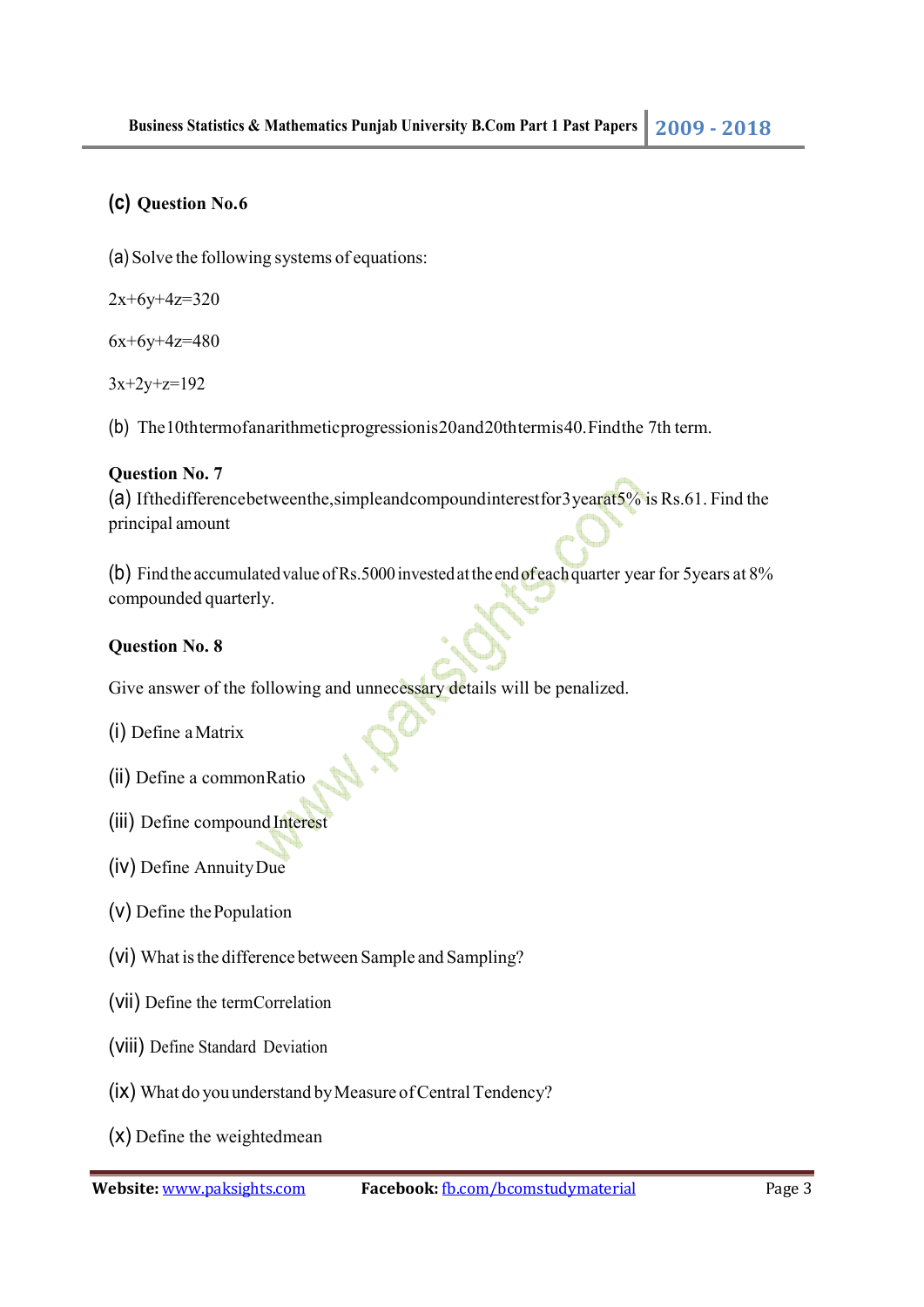**(c) Question No.6**

(a) Solve the following systems of equations:

$2x+6y+4z=320$

$6x+6y+4z=480$

$3x+2y+z=192$

(b) The10thtermofanarithmeticprogressionis20and20thtermis40.Findthe 7th term.

**Question No. 7**

(a) Ifthedifferencebetweenthe,simpleandcompoundinterestfor3yearat5% is Rs.61. Find the principal amount

(b) Find the accumulated value of Rs.5000 invested at the end of each quarter year for 5years at 8% compounded quarterly.

**Question No. 8**

Give answer of the following and unnecessary details will be penalized.

(i) Define a Matrix

(ii) Define a commonRatio

(iii) Define compound Interest

(iv) Define Annuity Due

(v) Define the Population

(vi) What is the difference between Sample and Sampling?

(vii) Define the termCorrelation

(viii) Define Standard Deviation

(ix) What do you understand by Measure of Central Tendency?

(x) Define the weightedmean